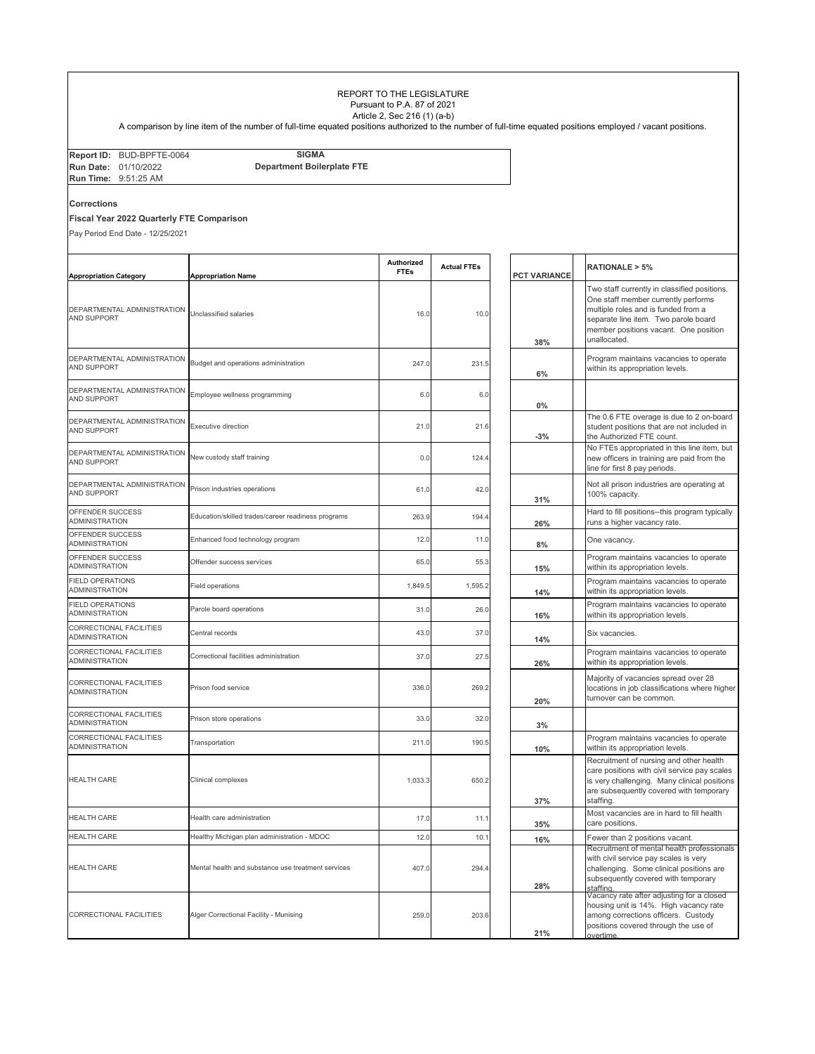REPORT TO THE LEGISLATURE
Pursuant to P.A. 87 of 2021
Article 2, Sec 216 (1) (a-b)

A comparison by line item of the number of full-time equated positions authorized to the number of full-time equated positions employed / vacant positions.

**Report ID:** BUD-BPFTE-0064
**Run Date:** 01/10/2022
**Run Time:** 9:51:25 AM

**SIGMA**
**Department Boilerplate FTE**

**Corrections**

**Fiscal Year 2022 Quarterly FTE Comparison**

Pay Period End Date - 12/25/2021

| Appropriation Category | Appropriation Name | Authorized FTEs | Actual FTEs | PCT VARIANCE | RATIONALE > 5% |
|---|---|---|---|---|---|
| DEPARTMENTAL ADMINISTRATION AND SUPPORT | Unclassified salaries | 16.0 | 10.0 | 38% | Two staff currently in classified positions. One staff member currently performs multiple roles and is funded from a separate line item. Two parole board member positions vacant. One position unallocated. |
| DEPARTMENTAL ADMINISTRATION AND SUPPORT | Budget and operations administration | 247.0 | 231.5 | 6% | Program maintains vacancies to operate within its appropriation levels. |
| DEPARTMENTAL ADMINISTRATION AND SUPPORT | Employee wellness programming | 6.0 | 6.0 | 0% | |
| DEPARTMENTAL ADMINISTRATION AND SUPPORT | Executive direction | 21.0 | 21.6 | -3% | The 0.6 FTE average is due to 2 on-board student positions that are not included in the Authorized FTE count. |
| DEPARTMENTAL ADMINISTRATION AND SUPPORT | New custody staff training | 0.0 | 124.4 | | No FTEs appropriated in this line item, but new officers in training are paid from the line for first 8 pay periods. |
| DEPARTMENTAL ADMINISTRATION AND SUPPORT | Prison industries operations | 61.0 | 42.0 | 31% | Not all prison industries are operating at 100% capacity. |
| OFFENDER SUCCESS ADMINISTRATION | Education/skilled trades/career readiness programs | 263.9 | 194.4 | 26% | Hard to fill positions--this program typically runs a higher vacancy rate. |
| OFFENDER SUCCESS ADMINISTRATION | Enhanced food technology program | 12.0 | 11.0 | 8% | One vacancy. |
| OFFENDER SUCCESS ADMINISTRATION | Offender success services | 65.0 | 55.3 | 15% | Program maintains vacancies to operate within its appropriation levels. |
| FIELD OPERATIONS ADMINISTRATION | Field operations | 1,849.5 | 1,595.2 | 14% | Program maintains vacancies to operate within its appropriation levels. |
| FIELD OPERATIONS ADMINISTRATION | Parole board operations | 31.0 | 26.0 | 16% | Program maintains vacancies to operate within its appropriation levels. |
| CORRECTIONAL FACILITIES ADMINISTRATION | Central records | 43.0 | 37.0 | 14% | Six vacancies. |
| CORRECTIONAL FACILITIES ADMINISTRATION | Correctional facilities administration | 37.0 | 27.5 | 26% | Program maintains vacancies to operate within its appropriation levels. |
| CORRECTIONAL FACILITIES ADMINISTRATION | Prison food service | 336.0 | 269.2 | 20% | Majority of vacancies spread over 28 locations in job classifications where higher turnover can be common. |
| CORRECTIONAL FACILITIES ADMINISTRATION | Prison store operations | 33.0 | 32.0 | 3% | |
| CORRECTIONAL FACILITIES ADMINISTRATION | Transportation | 211.0 | 190.5 | 10% | Program maintains vacancies to operate within its appropriation levels. |
| HEALTH CARE | Clinical complexes | 1,033.3 | 650.2 | 37% | Recruitment of nursing and other health care positions with civil service pay scales is very challenging. Many clinical positions are subsequently covered with temporary staffing. |
| HEALTH CARE | Health care administration | 17.0 | 11.1 | 35% | Most vacancies are in hard to fill health care positions. |
| HEALTH CARE | Healthy Michigan plan administration - MDOC | 12.0 | 10.1 | 16% | Fewer than 2 positions vacant. |
| HEALTH CARE | Mental health and substance use treatment services | 407.0 | 294.4 | 28% | Recruitment of mental health professionals with civil service pay scales is very challenging. Some clinical positions are subsequently covered with temporary staffing. |
| CORRECTIONAL FACILITIES | Alger Correctional Facility - Munising | 259.0 | 203.6 | 21% | Vacancy rate after adjusting for a closed housing unit is 14%. High vacancy rate among corrections officers. Custody positions covered through the use of overtime. |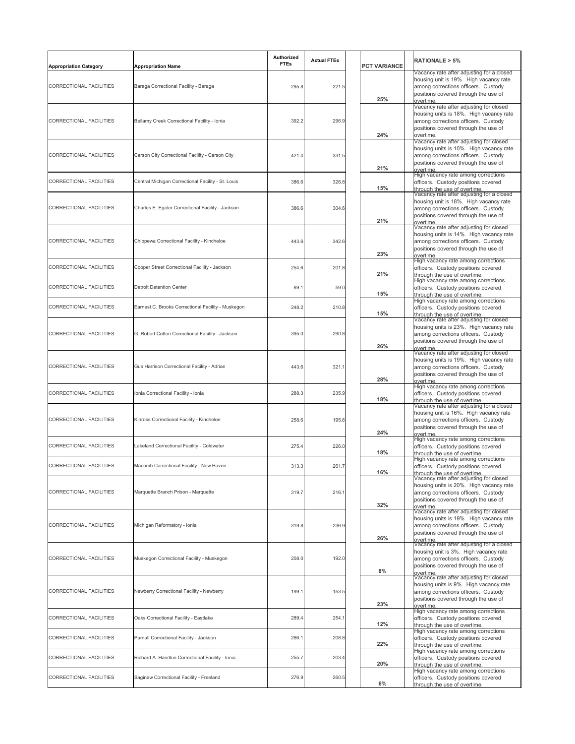| Appropriation Category | Appropriation Name | Authorized FTEs | Actual FTEs | PCT VARIANCE | RATIONALE > 5% |
|---|---|---|---|---|---|
| CORRECTIONAL FACILITIES | Baraga Correctional Facility - Baraga | 295.8 | 221.5 | 25% | Vacancy rate after adjusting for a closed housing unit is 19%. High vacancy rate among corrections officers. Custody positions covered through the use of overtime. |
| CORRECTIONAL FACILITIES | Bellamy Creek Correctional Facility - Ionia | 392.2 | 296.9 | 24% | Vacancy rate after adjusting for closed housing units is 18%. High vacancy rate among corrections officers. Custody positions covered through the use of overtime. |
| CORRECTIONAL FACILITIES | Carson City Correctional Facility - Carson City | 421.4 | 331.5 | 21% | Vacancy rate after adjusting for closed housing units is 10%. High vacancy rate among corrections officers. Custody positions covered through the use of overtime. |
| CORRECTIONAL FACILITIES | Central Michigan Correctional Facility - St. Louis | 386.6 | 326.8 | 15% | High vacancy rate among corrections officers. Custody positions covered through the use of overtime. |
| CORRECTIONAL FACILITIES | Charles E. Egeler Correctional Facility - Jackson | 386.6 | 304.6 | 21% | Vacancy rate after adjusting for a closed housing unit is 18%. High vacancy rate among corrections officers. Custody positions covered through the use of overtime. |
| CORRECTIONAL FACILITIES | Chippewa Correctional Facility - Kincheloe | 443.6 | 342.6 | 23% | Vacancy rate after adjusting for closed housing units is 14%. High vacancy rate among corrections officers. Custody positions covered through the use of overtime. |
| CORRECTIONAL FACILITIES | Cooper Street Correctional Facility - Jackson | 254.6 | 201.8 | 21% | High vacancy rate among corrections officers. Custody positions covered through the use of overtime. |
| CORRECTIONAL FACILITIES | Detroit Detention Center | 69.1 | 59.0 | 15% | High vacancy rate among corrections officers. Custody positions covered through the use of overtime. |
| CORRECTIONAL FACILITIES | Earnest C. Brooks Correctional Facility - Muskegon | 248.2 | 210.8 | 15% | High vacancy rate among corrections officers. Custody positions covered through the use of overtime. |
| CORRECTIONAL FACILITIES | G. Robert Cotton Correctional Facility - Jackson | 395.0 | 290.8 | 26% | Vacancy rate after adjusting for closed housing units is 23%. High vacancy rate among corrections officers. Custody positions covered through the use of overtime. |
| CORRECTIONAL FACILITIES | Gus Harrison Correctional Facility - Adrian | 443.6 | 321.1 | 28% | Vacancy rate after adjusting for closed housing units is 19%. High vacancy rate among corrections officers. Custody positions covered through the use of overtime. |
| CORRECTIONAL FACILITIES | Ionia Correctional Facility - Ionia | 288.3 | 235.9 | 18% | High vacancy rate among corrections officers. Custody positions covered through the use of overtime. |
| CORRECTIONAL FACILITIES | Kinross Correctional Facility - Kincheloe | 258.6 | 195.6 | 24% | Vacancy rate after adjusting for a closed housing unit is 16%. High vacancy rate among corrections officers. Custody positions covered through the use of overtime. |
| CORRECTIONAL FACILITIES | Lakeland Correctional Facility - Coldwater | 275.4 | 226.0 | 18% | High vacancy rate among corrections officers. Custody positions covered through the use of overtime. |
| CORRECTIONAL FACILITIES | Macomb Correctional Facility - New Haven | 313.3 | 261.7 | 16% | High vacancy rate among corrections officers. Custody positions covered through the use of overtime. |
| CORRECTIONAL FACILITIES | Marquette Branch Prison - Marquette | 319.7 | 216.1 | 32% | Vacancy rate after adjusting for closed housing units is 20%. High vacancy rate among corrections officers. Custody positions covered through the use of overtime. |
| CORRECTIONAL FACILITIES | Michigan Reformatory - Ionia | 319.8 | 236.9 | 26% | Vacancy rate after adjusting for closed housing units is 19%. High vacancy rate among corrections officers. Custody positions covered through the use of overtime. |
| CORRECTIONAL FACILITIES | Muskegon Correctional Facility - Muskegon | 208.0 | 192.0 | 8% | Vacancy rate after adjusting for a closed housing unit is 3%. High vacancy rate among corrections officers. Custody positions covered through the use of overtime. |
| CORRECTIONAL FACILITIES | Newberry Correctional Facility - Newberry | 199.1 | 153.5 | 23% | Vacancy rate after adjusting for closed housing units is 9%. High vacancy rate among corrections officers. Custody positions covered through the use of overtime. |
| CORRECTIONAL FACILITIES | Oaks Correctional Facility - Eastlake | 289.4 | 254.1 | 12% | High vacancy rate among corrections officers. Custody positions covered through the use of overtime. |
| CORRECTIONAL FACILITIES | Parnall Correctional Facility - Jackson | 266.1 | 208.8 | 22% | High vacancy rate among corrections officers. Custody positions covered through the use of overtime. |
| CORRECTIONAL FACILITIES | Richard A. Handlon Correctional Facility - Ionia | 255.7 | 203.4 | 20% | High vacancy rate among corrections officers. Custody positions covered through the use of overtime. |
| CORRECTIONAL FACILITIES | Saginaw Correctional Facility - Freeland | 276.9 | 260.5 | 6% | High vacancy rate among corrections officers. Custody positions covered through the use of overtime. |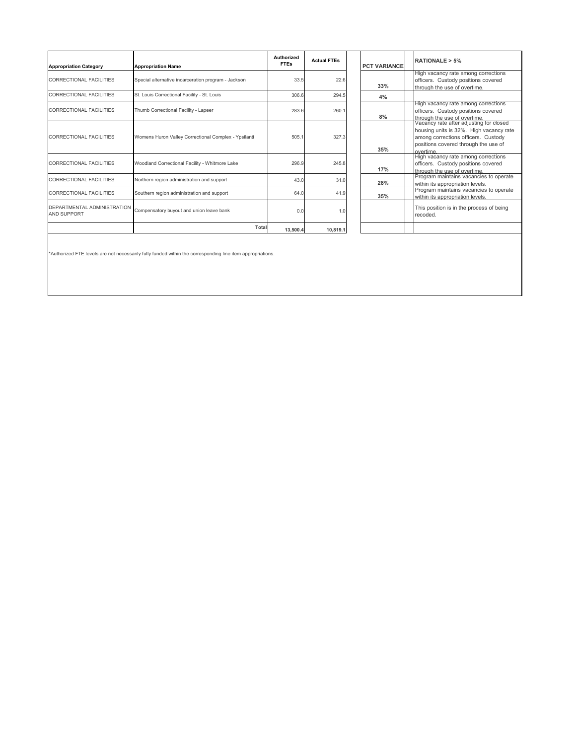| Appropriation Category | Appropriation Name | Authorized FTEs | Actual FTEs | PCT VARIANCE | RATIONALE > 5% |
|---|---|---|---|---|---|
| CORRECTIONAL FACILITIES | Special alternative incarceration program - Jackson | 33.5 | 22.6 | 33% | High vacancy rate among corrections officers. Custody positions covered through the use of overtime. |
| CORRECTIONAL FACILITIES | St. Louis Correctional Facility - St. Louis | 306.6 | 294.5 | 4% | |
| CORRECTIONAL FACILITIES | Thumb Correctional Facility - Lapeer | 283.6 | 260.1 | 8% | High vacancy rate among corrections officers. Custody positions covered through the use of overtime. |
| CORRECTIONAL FACILITIES | Womens Huron Valley Correctional Complex - Ypsilanti | 505.1 | 327.3 | 35% | Vacancy rate after adjusting for closed housing units is 32%. High vacancy rate among corrections officers. Custody positions covered through the use of overtime. |
| CORRECTIONAL FACILITIES | Woodland Correctional Facility - Whitmore Lake | 296.9 | 245.8 | 17% | High vacancy rate among corrections officers. Custody positions covered through the use of overtime. |
| CORRECTIONAL FACILITIES | Northern region administration and support | 43.0 | 31.0 | 28% | Program maintains vacancies to operate within its appropriation levels. |
| CORRECTIONAL FACILITIES | Southern region administration and support | 64.0 | 41.9 | 35% | Program maintains vacancies to operate within its appropriation levels. |
| DEPARTMENTAL ADMINISTRATION AND SUPPORT | Compensatory buyout and union leave bank | 0.0 | 1.0 | | This position is in the process of being recoded. |
| | Total | 13,500.4 | 10,819.1 | | |

*Authorized FTE levels are not necessarily fully funded within the corresponding line item appropriations.